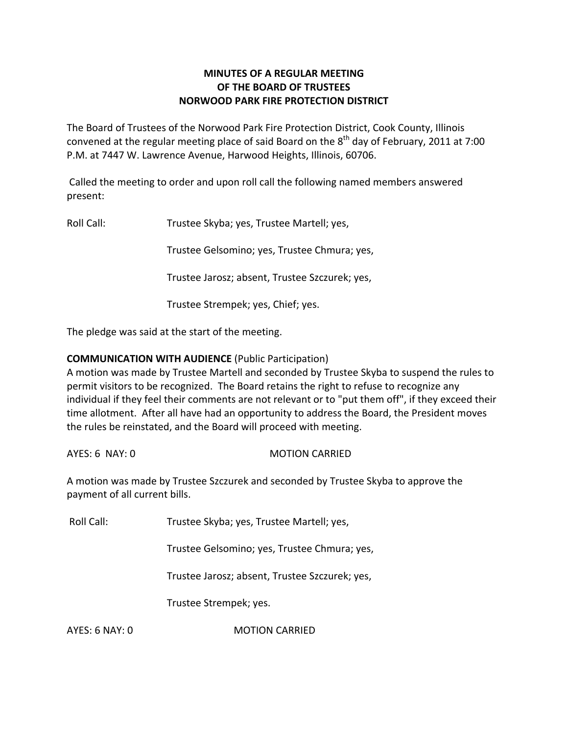**MINUTES OF A REGULAR MEETING**
**OF THE BOARD OF TRUSTEES**
**NORWOOD PARK FIRE PROTECTION DISTRICT**

The Board of Trustees of the Norwood Park Fire Protection District, Cook County, Illinois convened at the regular meeting place of said Board on the 8th day of February, 2011 at 7:00 P.M. at 7447 W. Lawrence Avenue, Harwood Heights, Illinois, 60706.

Called the meeting to order and upon roll call the following named members answered present:

Roll Call: Trustee Skyba; yes, Trustee Martell; yes,

Trustee Gelsomino; yes, Trustee Chmura; yes,

Trustee Jarosz; absent, Trustee Szczurek; yes,

Trustee Strempek; yes, Chief; yes.

The pledge was said at the start of the meeting.

**COMMUNICATION WITH AUDIENCE** (Public Participation)
A motion was made by Trustee Martell and seconded by Trustee Skyba to suspend the rules to permit visitors to be recognized. The Board retains the right to refuse to recognize any individual if they feel their comments are not relevant or to "put them off", if they exceed their time allotment. After all have had an opportunity to address the Board, the President moves the rules be reinstated, and the Board will proceed with meeting.

AYES: 6 NAY: 0 MOTION CARRIED

A motion was made by Trustee Szczurek and seconded by Trustee Skyba to approve the payment of all current bills.

Roll Call: Trustee Skyba; yes, Trustee Martell; yes,

Trustee Gelsomino; yes, Trustee Chmura; yes,

Trustee Jarosz; absent, Trustee Szczurek; yes,

Trustee Strempek; yes.

AYES: 6 NAY: 0 MOTION CARRIED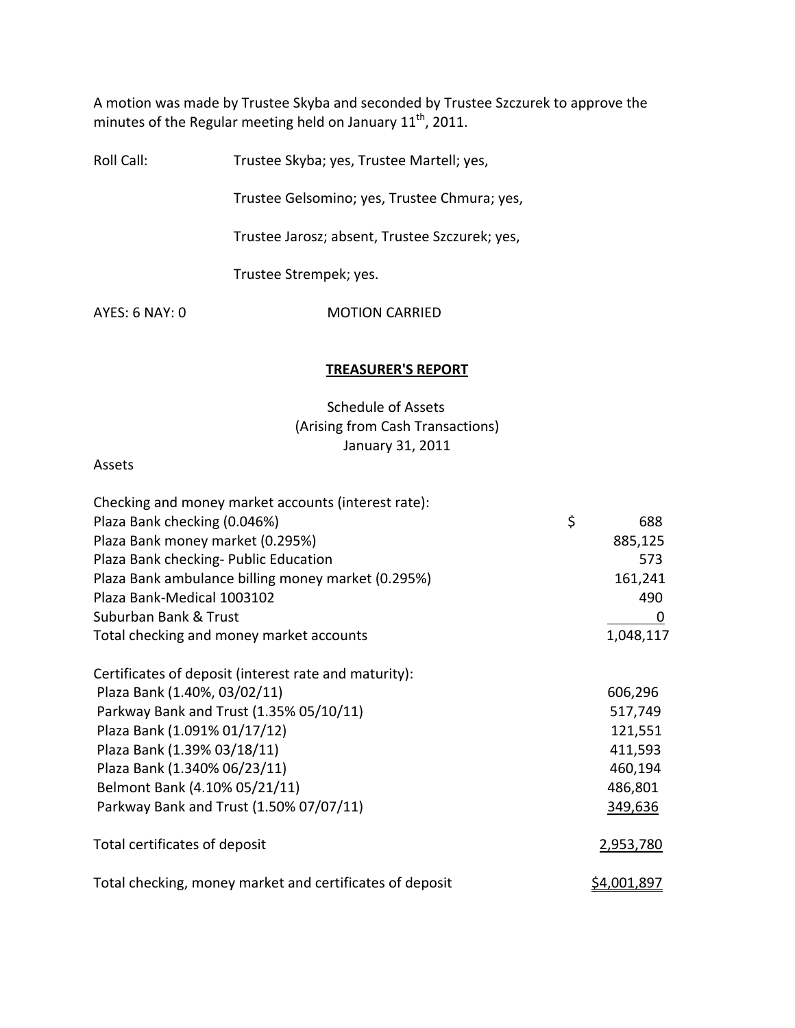A motion was made by Trustee Skyba and seconded by Trustee Szczurek to approve the minutes of the Regular meeting held on January 11th, 2011.

Roll Call: Trustee Skyba; yes, Trustee Martell; yes,

Trustee Gelsomino; yes, Trustee Chmura; yes,

Trustee Jarosz; absent, Trustee Szczurek; yes,

Trustee Strempek; yes.

AYES: 6 NAY: 0 MOTION CARRIED

## TREASURER'S REPORT

Schedule of Assets
(Arising from Cash Transactions)
January 31, 2011

Assets

| | |
|---|---|
| Checking and money market accounts (interest rate): | |
| Plaza Bank checking (0.046%) | $ 688 |
| Plaza Bank money market (0.295%) | 885,125 |
| Plaza Bank checking- Public Education | 573 |
| Plaza Bank ambulance billing money market (0.295%) | 161,241 |
| Plaza Bank-Medical 1003102 | 490 |
| Suburban Bank & Trust | 0 |
| Total checking and money market accounts | 1,048,117 |
| | |
| Certificates of deposit (interest rate and maturity): | |
| Plaza Bank (1.40%, 03/02/11) | 606,296 |
| Parkway Bank and Trust (1.35% 05/10/11) | 517,749 |
| Plaza Bank (1.091% 01/17/12) | 121,551 |
| Plaza Bank (1.39% 03/18/11) | 411,593 |
| Plaza Bank (1.340% 06/23/11) | 460,194 |
| Belmont Bank (4.10% 05/21/11) | 486,801 |
| Parkway Bank and Trust (1.50% 07/07/11) | 349,636 |
| | |
| Total certificates of deposit | 2,953,780 |
| | |
| Total checking, money market and certificates of deposit | $4,001,897 |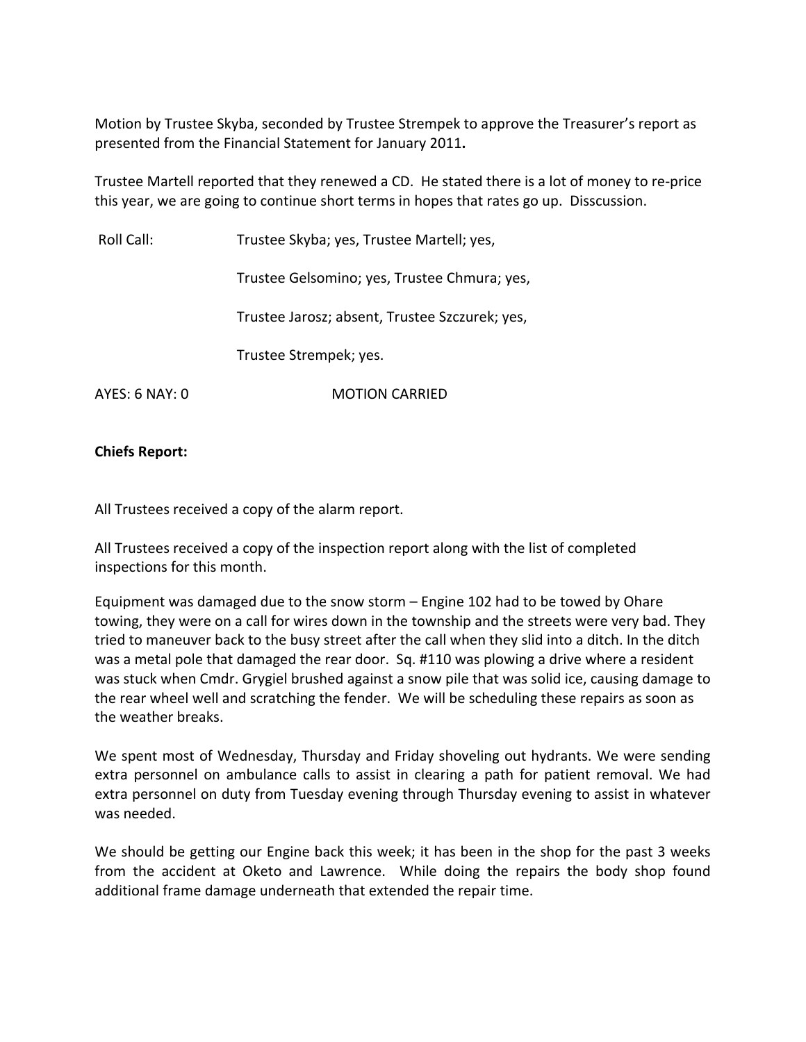Motion by Trustee Skyba, seconded by Trustee Strempek to approve the Treasurer's report as presented from the Financial Statement for January 2011**.**

Trustee Martell reported that they renewed a CD. He stated there is a lot of money to re-price this year, we are going to continue short terms in hopes that rates go up. Disscussion.

Roll Call: Trustee Skyba; yes, Trustee Martell; yes,

Trustee Gelsomino; yes, Trustee Chmura; yes,

Trustee Jarosz; absent, Trustee Szczurek; yes,

Trustee Strempek; yes.

AYES: 6 NAY: 0 MOTION CARRIED

**Chiefs Report:**

All Trustees received a copy of the alarm report.

All Trustees received a copy of the inspection report along with the list of completed inspections for this month.

Equipment was damaged due to the snow storm – Engine 102 had to be towed by Ohare towing, they were on a call for wires down in the township and the streets were very bad. They tried to maneuver back to the busy street after the call when they slid into a ditch. In the ditch was a metal pole that damaged the rear door. Sq. #110 was plowing a drive where a resident was stuck when Cmdr. Grygiel brushed against a snow pile that was solid ice, causing damage to the rear wheel well and scratching the fender. We will be scheduling these repairs as soon as the weather breaks.

We spent most of Wednesday, Thursday and Friday shoveling out hydrants. We were sending extra personnel on ambulance calls to assist in clearing a path for patient removal. We had extra personnel on duty from Tuesday evening through Thursday evening to assist in whatever was needed.

We should be getting our Engine back this week; it has been in the shop for the past 3 weeks from the accident at Oketo and Lawrence. While doing the repairs the body shop found additional frame damage underneath that extended the repair time.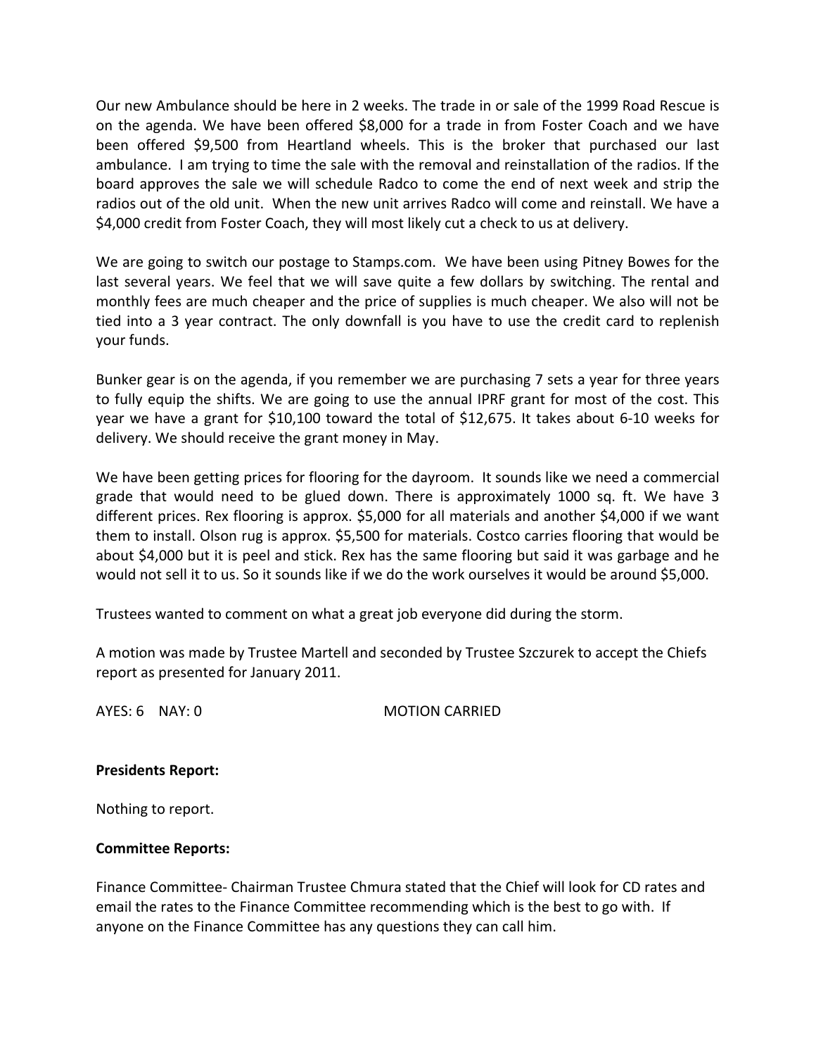Our new Ambulance should be here in 2 weeks. The trade in or sale of the 1999 Road Rescue is on the agenda. We have been offered $8,000 for a trade in from Foster Coach and we have been offered $9,500 from Heartland wheels. This is the broker that purchased our last ambulance. I am trying to time the sale with the removal and reinstallation of the radios. If the board approves the sale we will schedule Radco to come the end of next week and strip the radios out of the old unit. When the new unit arrives Radco will come and reinstall. We have a $4,000 credit from Foster Coach, they will most likely cut a check to us at delivery.

We are going to switch our postage to Stamps.com. We have been using Pitney Bowes for the last several years. We feel that we will save quite a few dollars by switching. The rental and monthly fees are much cheaper and the price of supplies is much cheaper. We also will not be tied into a 3 year contract. The only downfall is you have to use the credit card to replenish your funds.

Bunker gear is on the agenda, if you remember we are purchasing 7 sets a year for three years to fully equip the shifts. We are going to use the annual IPRF grant for most of the cost. This year we have a grant for $10,100 toward the total of $12,675. It takes about 6-10 weeks for delivery. We should receive the grant money in May.

We have been getting prices for flooring for the dayroom. It sounds like we need a commercial grade that would need to be glued down. There is approximately 1000 sq. ft. We have 3 different prices. Rex flooring is approx. $5,000 for all materials and another $4,000 if we want them to install. Olson rug is approx. $5,500 for materials. Costco carries flooring that would be about $4,000 but it is peel and stick. Rex has the same flooring but said it was garbage and he would not sell it to us. So it sounds like if we do the work ourselves it would be around $5,000.

Trustees wanted to comment on what a great job everyone did during the storm.

A motion was made by Trustee Martell and seconded by Trustee Szczurek to accept the Chiefs report as presented for January 2011.

AYES: 6 NAY: 0 MOTION CARRIED

**Presidents Report:**

Nothing to report.

**Committee Reports:**

Finance Committee- Chairman Trustee Chmura stated that the Chief will look for CD rates and email the rates to the Finance Committee recommending which is the best to go with. If anyone on the Finance Committee has any questions they can call him.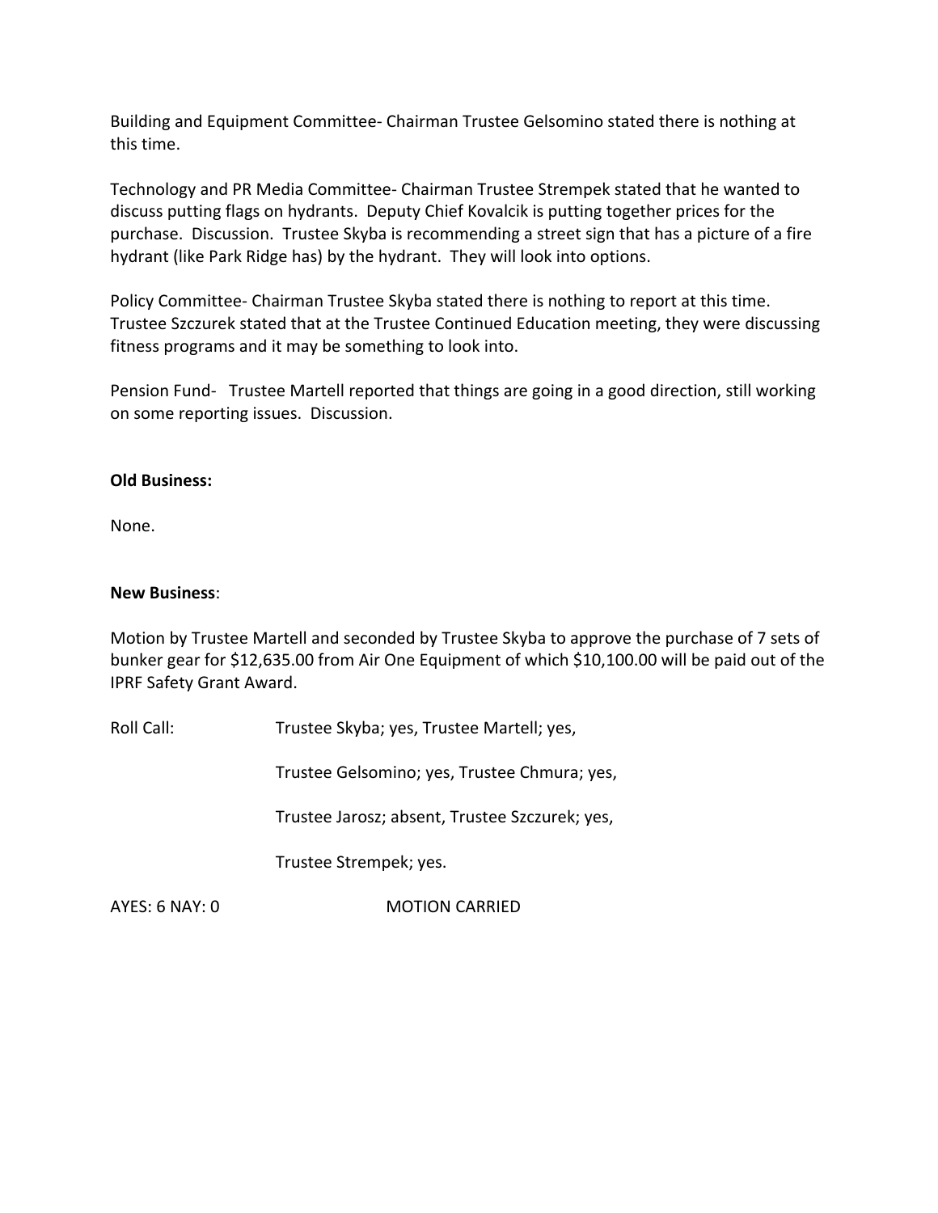Building and Equipment Committee- Chairman Trustee Gelsomino stated there is nothing at this time.

Technology and PR Media Committee- Chairman Trustee Strempek stated that he wanted to discuss putting flags on hydrants. Deputy Chief Kovalcik is putting together prices for the purchase. Discussion. Trustee Skyba is recommending a street sign that has a picture of a fire hydrant (like Park Ridge has) by the hydrant. They will look into options.

Policy Committee- Chairman Trustee Skyba stated there is nothing to report at this time. Trustee Szczurek stated that at the Trustee Continued Education meeting, they were discussing fitness programs and it may be something to look into.

Pension Fund- Trustee Martell reported that things are going in a good direction, still working on some reporting issues. Discussion.

**Old Business:**

None.

**New Business**:

Motion by Trustee Martell and seconded by Trustee Skyba to approve the purchase of 7 sets of bunker gear for $12,635.00 from Air One Equipment of which $10,100.00 will be paid out of the IPRF Safety Grant Award.

Roll Call: Trustee Skyba; yes, Trustee Martell; yes,

Trustee Gelsomino; yes, Trustee Chmura; yes,

Trustee Jarosz; absent, Trustee Szczurek; yes,

Trustee Strempek; yes.

AYES: 6 NAY: 0 MOTION CARRIED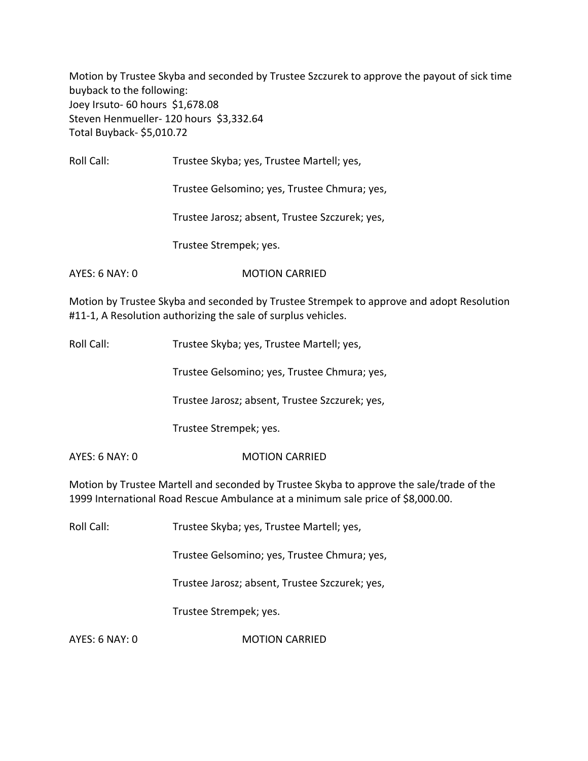Motion by Trustee Skyba and seconded by Trustee Szczurek to approve the payout of sick time buyback to the following:
Joey Irsuto- 60 hours $1,678.08
Steven Henmueller- 120 hours $3,332.64
Total Buyback- $5,010.72

Roll Call: Trustee Skyba; yes, Trustee Martell; yes,

Trustee Gelsomino; yes, Trustee Chmura; yes,

Trustee Jarosz; absent, Trustee Szczurek; yes,

Trustee Strempek; yes.

AYES: 6 NAY: 0 MOTION CARRIED

Motion by Trustee Skyba and seconded by Trustee Strempek to approve and adopt Resolution #11-1, A Resolution authorizing the sale of surplus vehicles.

Roll Call: Trustee Skyba; yes, Trustee Martell; yes,

Trustee Gelsomino; yes, Trustee Chmura; yes,

Trustee Jarosz; absent, Trustee Szczurek; yes,

Trustee Strempek; yes.

AYES: 6 NAY: 0 MOTION CARRIED

Motion by Trustee Martell and seconded by Trustee Skyba to approve the sale/trade of the 1999 International Road Rescue Ambulance at a minimum sale price of $8,000.00.

Roll Call: Trustee Skyba; yes, Trustee Martell; yes,

Trustee Gelsomino; yes, Trustee Chmura; yes,

Trustee Jarosz; absent, Trustee Szczurek; yes,

Trustee Strempek; yes.

AYES: 6 NAY: 0 MOTION CARRIED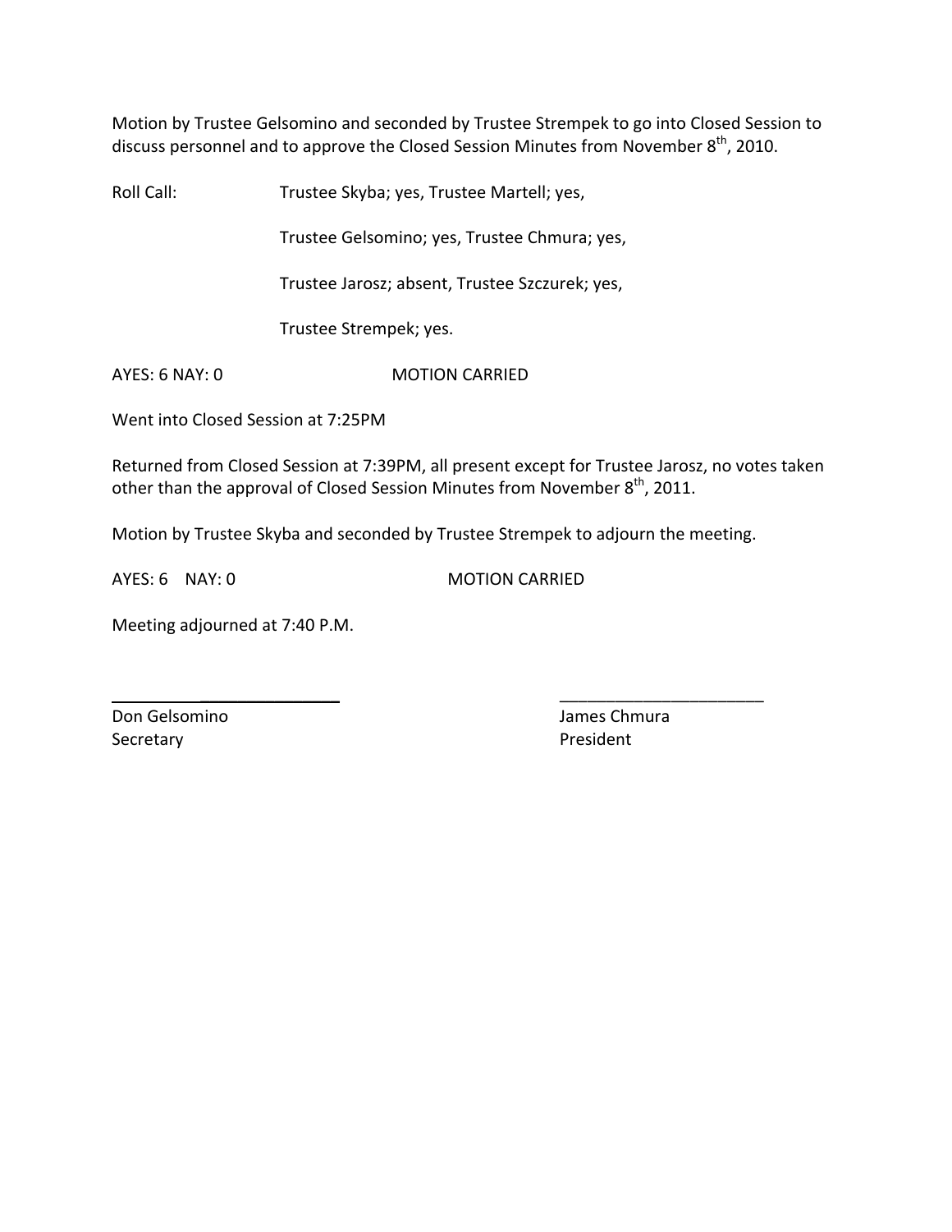Motion by Trustee Gelsomino and seconded by Trustee Strempek to go into Closed Session to discuss personnel and to approve the Closed Session Minutes from November 8th, 2010.

Roll Call: Trustee Skyba; yes, Trustee Martell; yes,

Trustee Gelsomino; yes, Trustee Chmura; yes,

Trustee Jarosz; absent, Trustee Szczurek; yes,

Trustee Strempek; yes.

AYES: 6 NAY: 0 MOTION CARRIED

Went into Closed Session at 7:25PM

Returned from Closed Session at 7:39PM, all present except for Trustee Jarosz, no votes taken other than the approval of Closed Session Minutes from November 8th, 2011.

Motion by Trustee Skyba and seconded by Trustee Strempek to adjourn the meeting.

AYES: 6 NAY: 0 MOTION CARRIED

Meeting adjourned at 7:40 P.M.

\_\_\_\_\_\_\_\_\_\_\_\_\_\_\_\_\_\_\_\_\_\_ \_\_\_\_\_\_\_\_\_\_\_\_\_\_\_\_\_\_\_\_\_\_

Don Gelsomino
Secretary

James Chmura
President